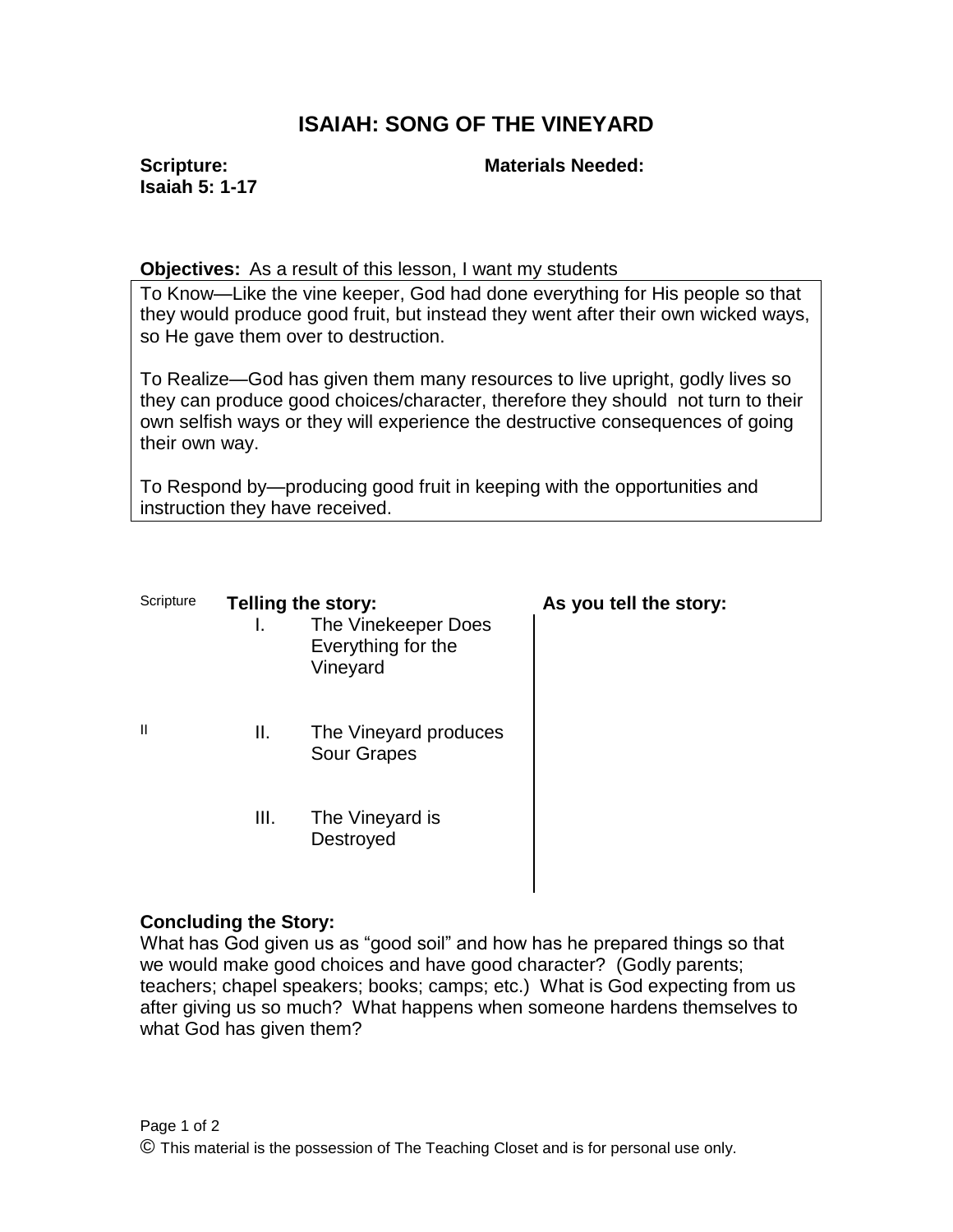# ISAIAH: SONG OF THE VINEYARD

**Scripture:**
**Isaiah 5: 1-17**

**Materials Needed:**

**Objectives:** As a result of this lesson, I want my students

To Know—Like the vine keeper, God had done everything for His people so that they would produce good fruit, but instead they went after their own wicked ways, so He gave them over to destruction.

To Realize—God has given them many resources to live upright, godly lives so they can produce good choices/character, therefore they should not turn to their own selfish ways or they will experience the destructive consequences of going their own way.

To Respond by—producing good fruit in keeping with the opportunities and instruction they have received.

| Scripture | Telling the story: | As you tell the story: |
| --- | --- | --- |
| | I. The Vinekeeper Does Everything for the Vineyard | |
| II | II. The Vineyard produces Sour Grapes | |
| | III. The Vineyard is Destroyed | |

**Concluding the Story:**
What has God given us as "good soil" and how has he prepared things so that we would make good choices and have good character? (Godly parents; teachers; chapel speakers; books; camps; etc.) What is God expecting from us after giving us so much? What happens when someone hardens themselves to what God has given them?

© This material is the possession of The Teaching Closet and is for personal use only.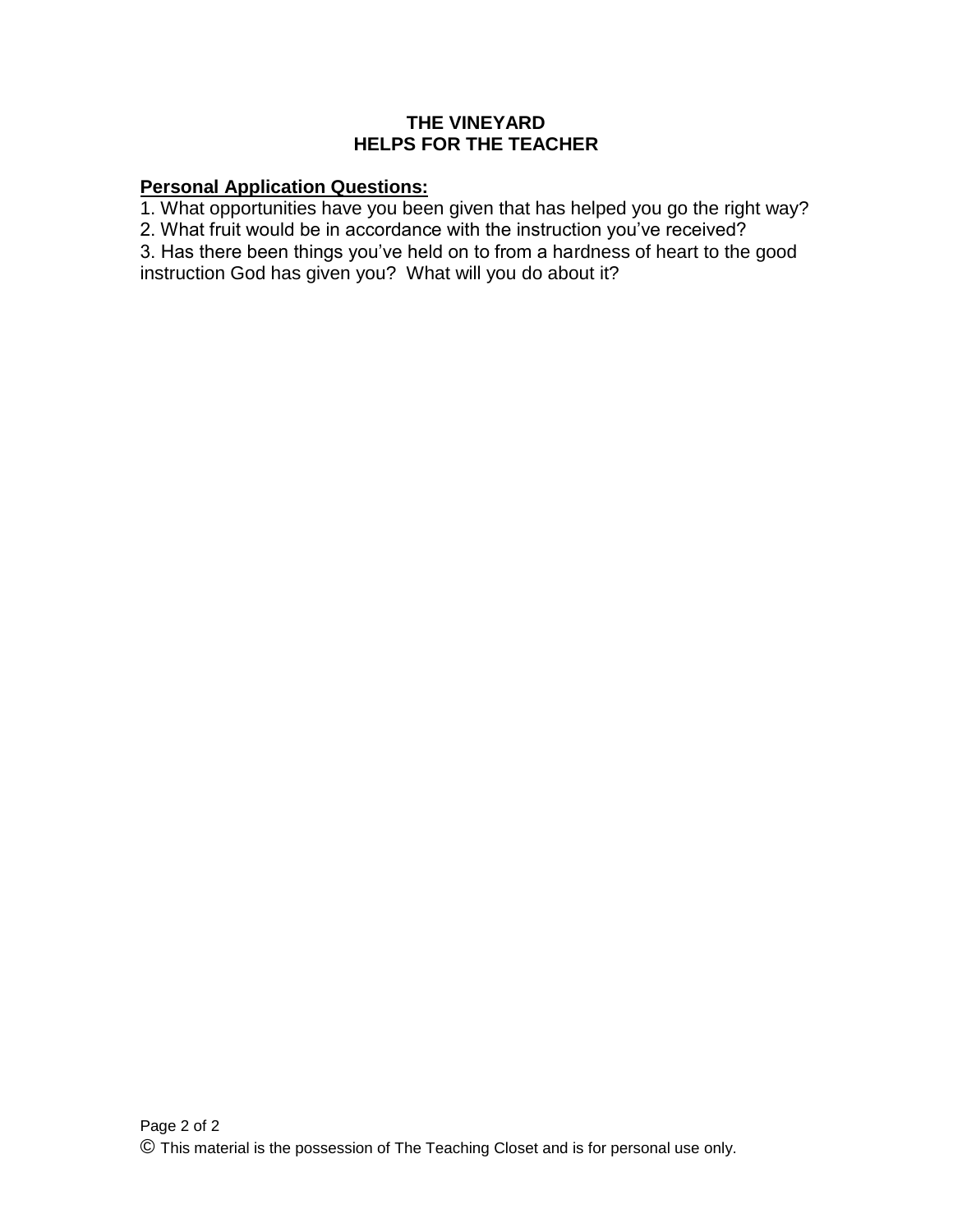**Personal Application Questions:**

1. What opportunities have you been given that has helped you go the right way?
2. What fruit would be in accordance with the instruction you've received?
3. Has there been things you've held on to from a hardness of heart to the good instruction God has given you? What will you do about it?